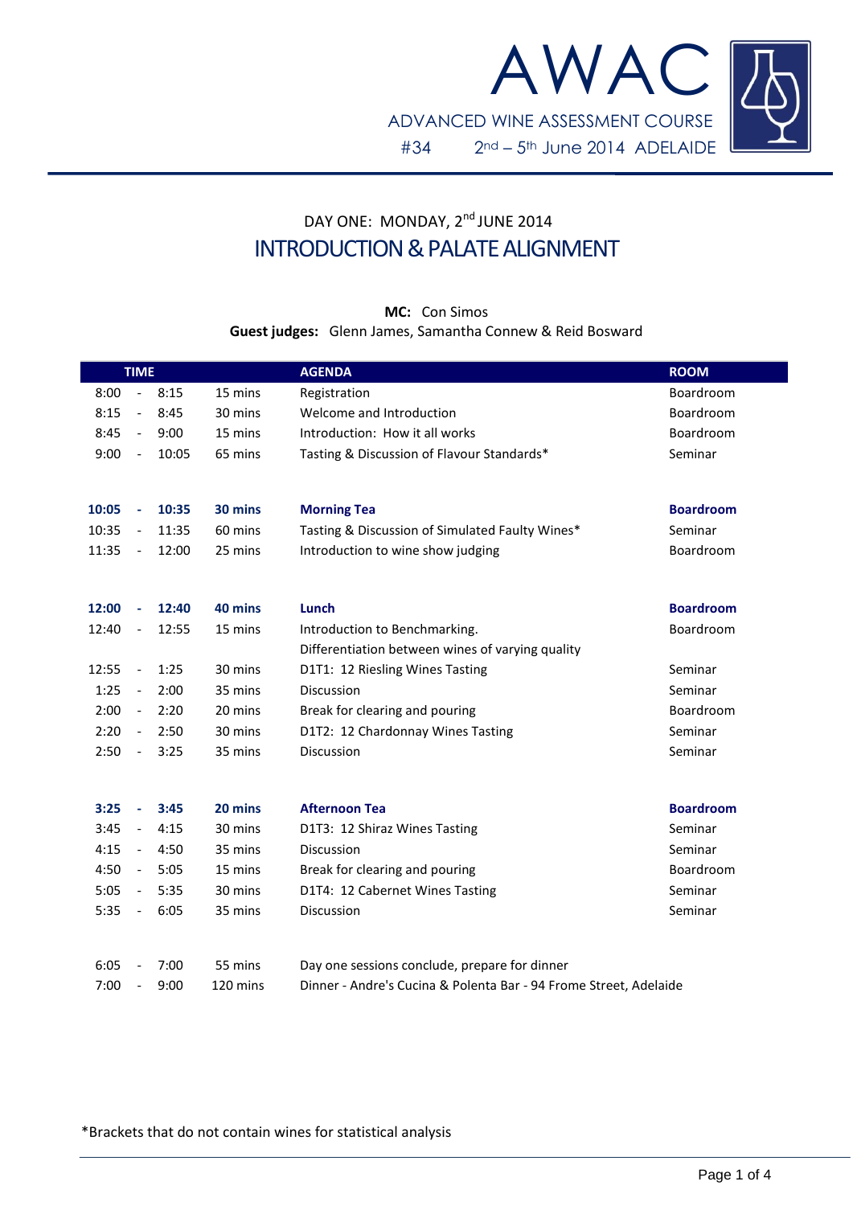# AWAC

ADVANCED WINE ASSESSMENT COURSE

#34 2nd – 5th June 2014 ADELAIDE

DAY ONE: MONDAY, 2nd JUNE 2014

## INTRODUCTION & PALATE ALIGNMENT

**MC:** Con Simos

**Guest judges:** Glenn James, Samantha Connew & Reid Bosward

| TIME | | | | AGENDA | ROOM |
|---|---|---|---|---|---|
| 8:00 | - | 8:15 | 15 mins | Registration | Boardroom |
| 8:15 | - | 8:45 | 30 mins | Welcome and Introduction | Boardroom |
| 8:45 | - | 9:00 | 15 mins | Introduction: How it all works | Boardroom |
| 9:00 | - | 10:05 | 65 mins | Tasting & Discussion of Flavour Standards* | Seminar |
| **10:05** | **-** | **10:35** | **30 mins** | **Morning Tea** | **Boardroom** |
| 10:35 | - | 11:35 | 60 mins | Tasting & Discussion of Simulated Faulty Wines* | Seminar |
| 11:35 | - | 12:00 | 25 mins | Introduction to wine show judging | Boardroom |
| **12:00** | **-** | **12:40** | **40 mins** | **Lunch** | **Boardroom** |
| 12:40 | - | 12:55 | 15 mins | Introduction to Benchmarking. Differentiation between wines of varying quality | Boardroom |
| 12:55 | - | 1:25 | 30 mins | D1T1: 12 Riesling Wines Tasting | Seminar |
| 1:25 | - | 2:00 | 35 mins | Discussion | Seminar |
| 2:00 | - | 2:20 | 20 mins | Break for clearing and pouring | Boardroom |
| 2:20 | - | 2:50 | 30 mins | D1T2: 12 Chardonnay Wines Tasting | Seminar |
| 2:50 | - | 3:25 | 35 mins | Discussion | Seminar |
| **3:25** | **-** | **3:45** | **20 mins** | **Afternoon Tea** | **Boardroom** |
| 3:45 | - | 4:15 | 30 mins | D1T3: 12 Shiraz Wines Tasting | Seminar |
| 4:15 | - | 4:50 | 35 mins | Discussion | Seminar |
| 4:50 | - | 5:05 | 15 mins | Break for clearing and pouring | Boardroom |
| 5:05 | - | 5:35 | 30 mins | D1T4: 12 Cabernet Wines Tasting | Seminar |
| 5:35 | - | 6:05 | 35 mins | Discussion | Seminar |
| 6:05 | - | 7:00 | 55 mins | Day one sessions conclude, prepare for dinner | |
| 7:00 | - | 9:00 | 120 mins | Dinner - Andre's Cucina & Polenta Bar - 94 Frome Street, Adelaide | |

*Brackets that do not contain wines for statistical analysis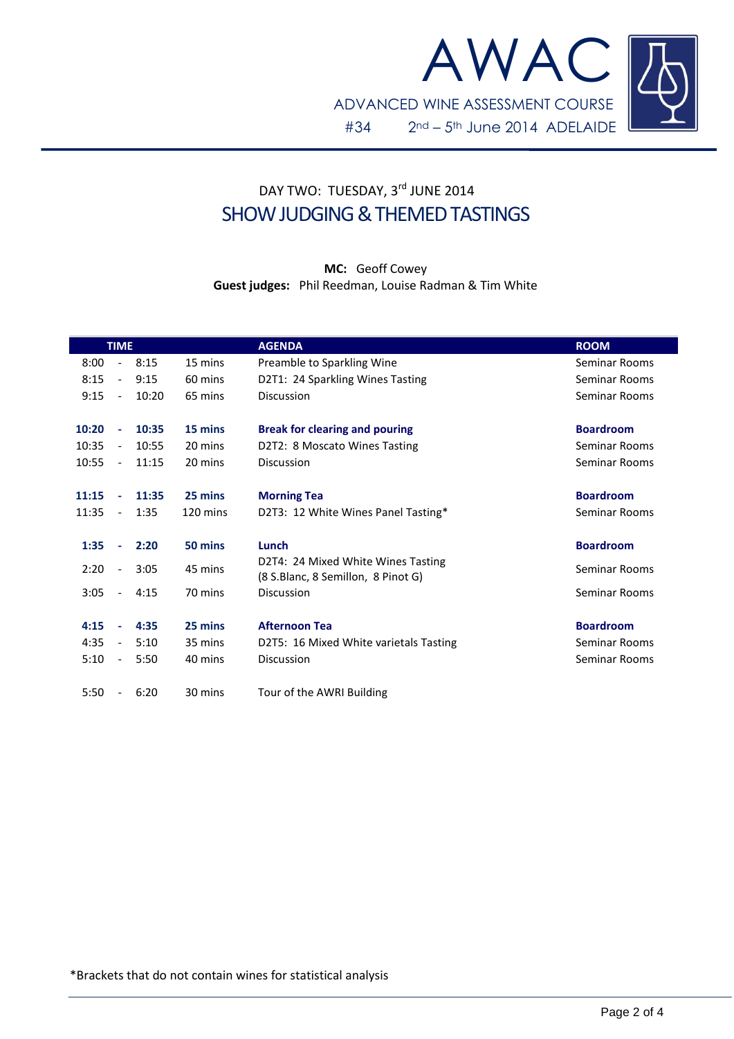# AWAC

ADVANCED WINE ASSESSMENT COURSE

#34 2nd – 5th June 2014 ADELAIDE

## DAY TWO: TUESDAY, 3rd JUNE 2014

## SHOW JUDGING & THEMED TASTINGS

**MC:** Geoff Cowey

**Guest judges:** Phil Reedman, Louise Radman & Tim White

| TIME | | | | AGENDA | ROOM |
|---|---|---|---|---|---|
| 8:00 | - | 8:15 | 15 mins | Preamble to Sparkling Wine | Seminar Rooms |
| 8:15 | - | 9:15 | 60 mins | D2T1: 24 Sparkling Wines Tasting | Seminar Rooms |
| 9:15 | - | 10:20 | 65 mins | Discussion | Seminar Rooms |
| **10:20** | **-** | **10:35** | **15 mins** | **Break for clearing and pouring** | **Boardroom** |
| 10:35 | - | 10:55 | 20 mins | D2T2: 8 Moscato Wines Tasting | Seminar Rooms |
| 10:55 | - | 11:15 | 20 mins | Discussion | Seminar Rooms |
| **11:15** | **-** | **11:35** | **25 mins** | **Morning Tea** | **Boardroom** |
| 11:35 | - | 1:35 | 120 mins | D2T3: 12 White Wines Panel Tasting* | Seminar Rooms |
| **1:35** | **-** | **2:20** | **50 mins** | **Lunch** | **Boardroom** |
| 2:20 | - | 3:05 | 45 mins | D2T4: 24 Mixed White Wines Tasting (8 S.Blanc, 8 Semillon, 8 Pinot G) | Seminar Rooms |
| 3:05 | - | 4:15 | 70 mins | Discussion | Seminar Rooms |
| **4:15** | **-** | **4:35** | **25 mins** | **Afternoon Tea** | **Boardroom** |
| 4:35 | - | 5:10 | 35 mins | D2T5: 16 Mixed White varietals Tasting | Seminar Rooms |
| 5:10 | - | 5:50 | 40 mins | Discussion | Seminar Rooms |
| 5:50 | - | 6:20 | 30 mins | Tour of the AWRI Building | |

*Brackets that do not contain wines for statistical analysis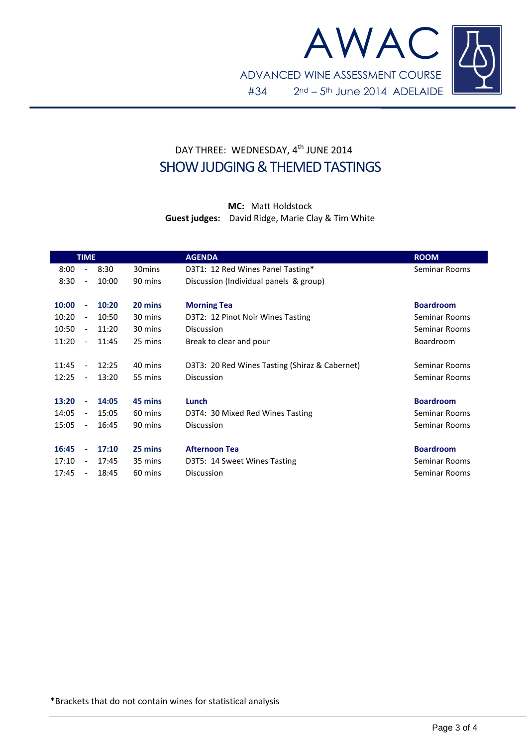# AWAC

ADVANCED WINE ASSESSMENT COURSE

#34 2nd – 5th June 2014 ADELAIDE

DAY THREE: WEDNESDAY, 4th JUNE 2014

## SHOW JUDGING & THEMED TASTINGS

**MC:** Matt Holdstock

**Guest judges:** David Ridge, Marie Clay & Tim White

| TIME | | | | AGENDA | ROOM |
|---|---|---|---|---|---|
| 8:00 | - | 8:30 | 30mins | D3T1: 12 Red Wines Panel Tasting* | Seminar Rooms |
| 8:30 | - | 10:00 | 90 mins | Discussion (Individual panels & group) | |
| **10:00** | **-** | **10:20** | **20 mins** | **Morning Tea** | **Boardroom** |
| 10:20 | - | 10:50 | 30 mins | D3T2: 12 Pinot Noir Wines Tasting | Seminar Rooms |
| 10:50 | - | 11:20 | 30 mins | Discussion | Seminar Rooms |
| 11:20 | - | 11:45 | 25 mins | Break to clear and pour | Boardroom |
| 11:45 | - | 12:25 | 40 mins | D3T3: 20 Red Wines Tasting (Shiraz & Cabernet) | Seminar Rooms |
| 12:25 | - | 13:20 | 55 mins | Discussion | Seminar Rooms |
| **13:20** | **-** | **14:05** | **45 mins** | **Lunch** | **Boardroom** |
| 14:05 | - | 15:05 | 60 mins | D3T4: 30 Mixed Red Wines Tasting | Seminar Rooms |
| 15:05 | - | 16:45 | 90 mins | Discussion | Seminar Rooms |
| **16:45** | **-** | **17:10** | **25 mins** | **Afternoon Tea** | **Boardroom** |
| 17:10 | - | 17:45 | 35 mins | D3T5: 14 Sweet Wines Tasting | Seminar Rooms |
| 17:45 | - | 18:45 | 60 mins | Discussion | Seminar Rooms |

*Brackets that do not contain wines for statistical analysis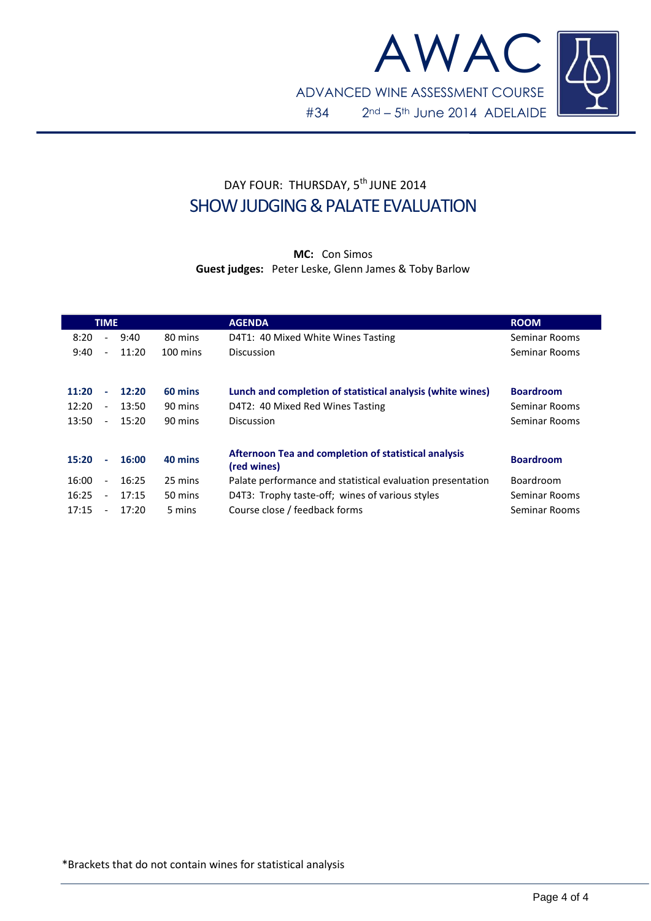AWAC

ADVANCED WINE ASSESSMENT COURSE

#34 2nd – 5th June 2014 ADELAIDE

DAY FOUR: THURSDAY, 5th JUNE 2014

# SHOW JUDGING & PALATE EVALUATION

**MC:** Con Simos

**Guest judges:** Peter Leske, Glenn James & Toby Barlow

| TIME | | | | AGENDA | ROOM |
|---|---|---|---|---|---|
| 8:20 | - | 9:40 | 80 mins | D4T1: 40 Mixed White Wines Tasting | Seminar Rooms |
| 9:40 | - | 11:20 | 100 mins | Discussion | Seminar Rooms |
| **11:20** | **-** | **12:20** | **60 mins** | **Lunch and completion of statistical analysis (white wines)** | **Boardroom** |
| 12:20 | - | 13:50 | 90 mins | D4T2: 40 Mixed Red Wines Tasting | Seminar Rooms |
| 13:50 | - | 15:20 | 90 mins | Discussion | Seminar Rooms |
| **15:20** | **-** | **16:00** | **40 mins** | **Afternoon Tea and completion of statistical analysis (red wines)** | **Boardroom** |
| 16:00 | - | 16:25 | 25 mins | Palate performance and statistical evaluation presentation | Boardroom |
| 16:25 | - | 17:15 | 50 mins | D4T3: Trophy taste-off; wines of various styles | Seminar Rooms |
| 17:15 | - | 17:20 | 5 mins | Course close / feedback forms | Seminar Rooms |

*Brackets that do not contain wines for statistical analysis